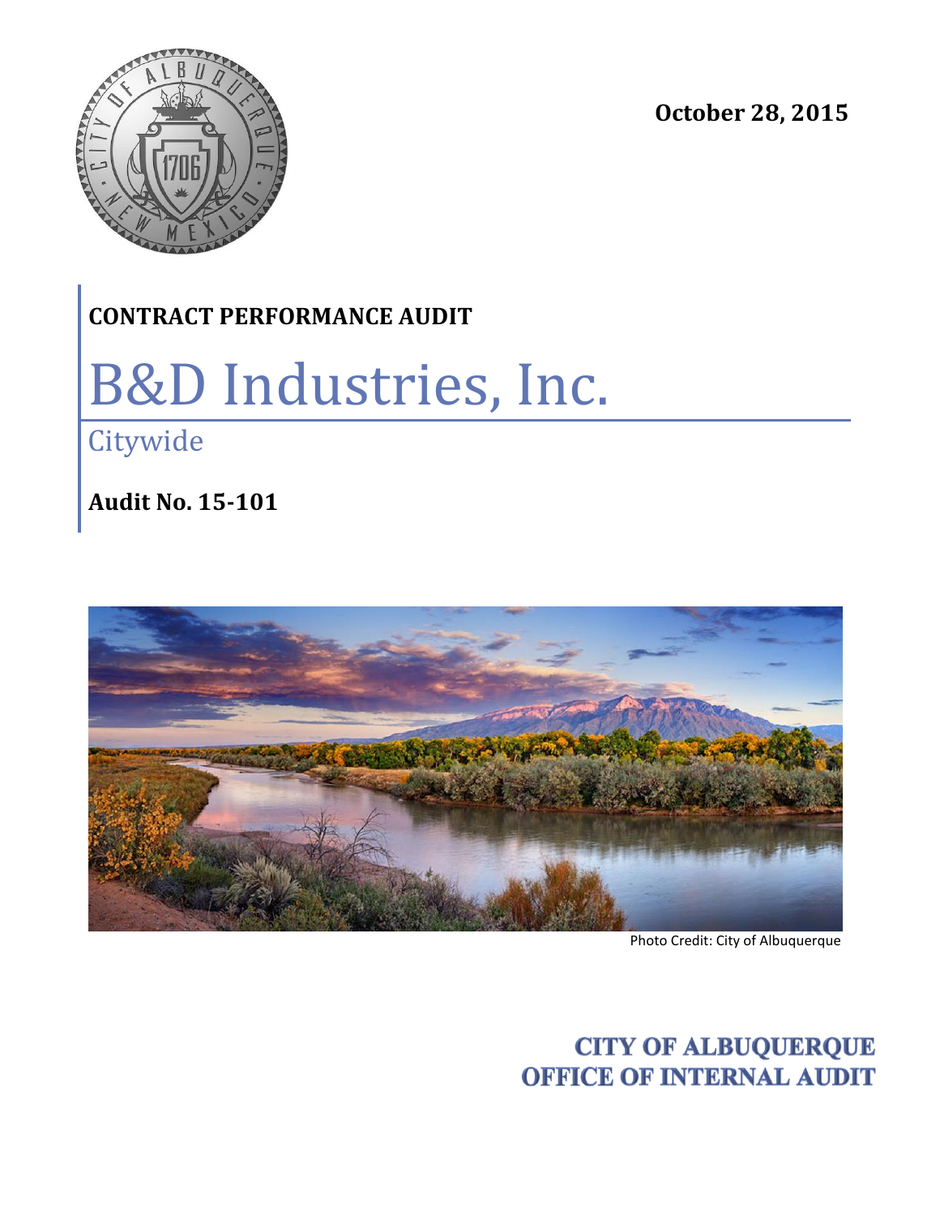**October 28, 2015**

**CONTRACT PERFORMANCE AUDIT**

# B&D Industries, Inc.

## Citywide

**Audit No. 15-101**

Photo Credit: City of Albuquerque

**CITY OF ALBUQUERQUE**
**OFFICE OF INTERNAL AUDIT**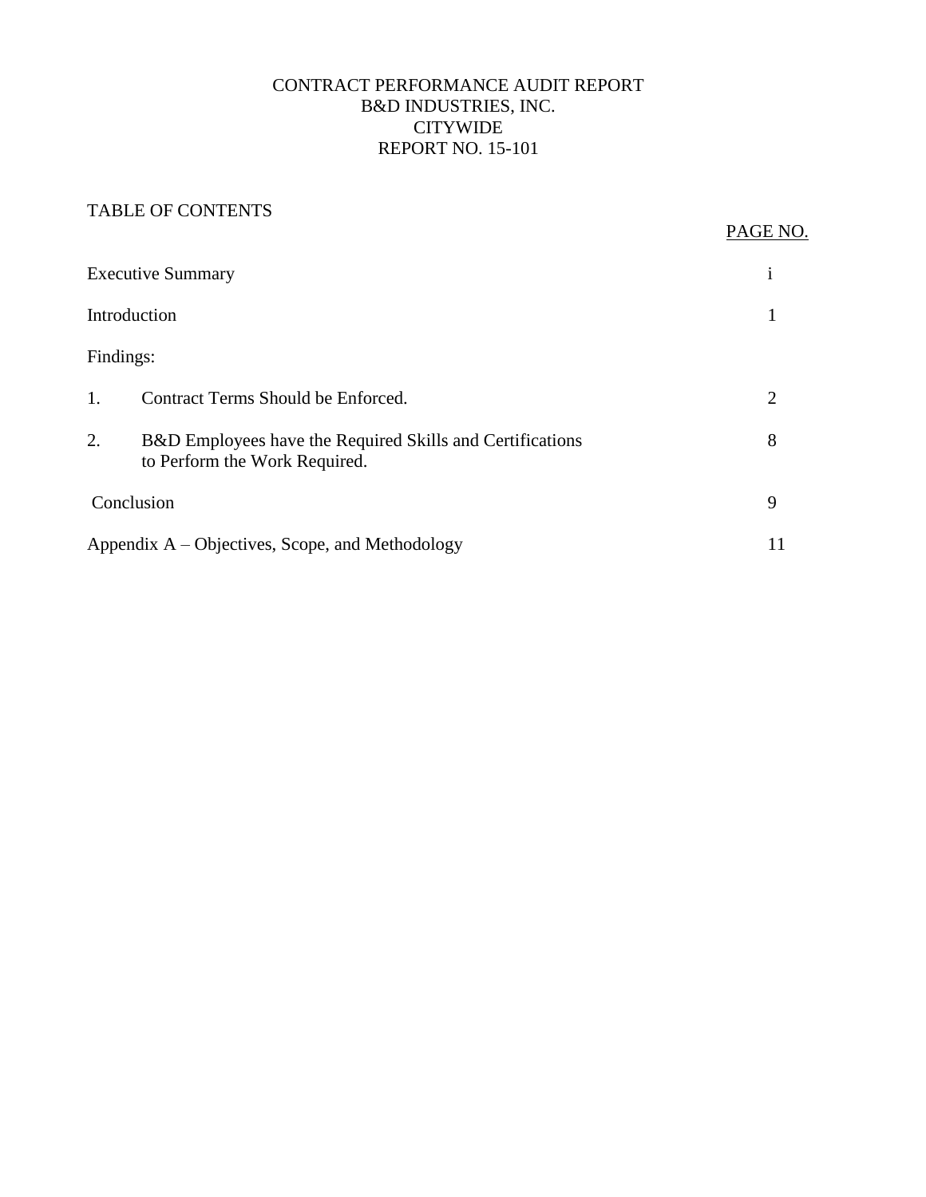CONTRACT PERFORMANCE AUDIT REPORT
B&D INDUSTRIES, INC.
CITYWIDE
REPORT NO. 15-101

## TABLE OF CONTENTS

| | | PAGE NO. |
|---|---|---|
| Executive Summary | | i |
| Introduction | | 1 |
| Findings: | | |
| 1. | Contract Terms Should be Enforced. | 2 |
| 2. | B&D Employees have the Required Skills and Certifications to Perform the Work Required. | 8 |
| Conclusion | | 9 |
| Appendix A – Objectives, Scope, and Methodology | | 11 |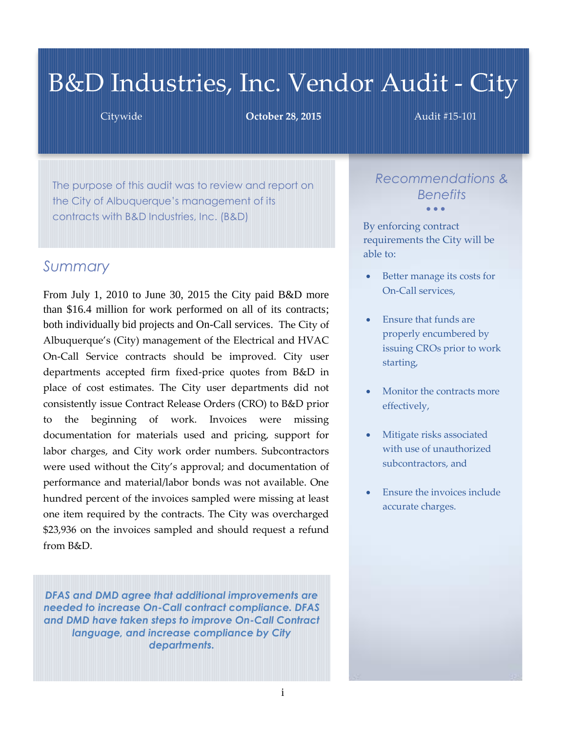# B&D Industries, Inc. Vendor Audit - City

Citywide | **October 28, 2015** | Audit #15-101

The purpose of this audit was to review and report on the City of Albuquerque's management of its contracts with B&D Industries, Inc. (B&D)

## Summary

From July 1, 2010 to June 30, 2015 the City paid B&D more than $16.4 million for work performed on all of its contracts; both individually bid projects and On-Call services. The City of Albuquerque's (City) management of the Electrical and HVAC On-Call Service contracts should be improved. City user departments accepted firm fixed-price quotes from B&D in place of cost estimates. The City user departments did not consistently issue Contract Release Orders (CRO) to B&D prior to the beginning of work. Invoices were missing documentation for materials used and pricing, support for labor charges, and City work order numbers. Subcontractors were used without the City's approval; and documentation of performance and material/labor bonds was not available. One hundred percent of the invoices sampled were missing at least one item required by the contracts. The City was overcharged $23,936 on the invoices sampled and should request a refund from B&D.

***DFAS and DMD agree that additional improvements are needed to increase On-Call contract compliance. DFAS and DMD have taken steps to improve On-Call Contract language, and increase compliance by City departments.***

## Recommendations & Benefits

By enforcing contract requirements the City will be able to:

- Better manage its costs for On-Call services,
- Ensure that funds are properly encumbered by issuing CROs prior to work starting,
- Monitor the contracts more effectively,
- Mitigate risks associated with use of unauthorized subcontractors, and
- Ensure the invoices include accurate charges.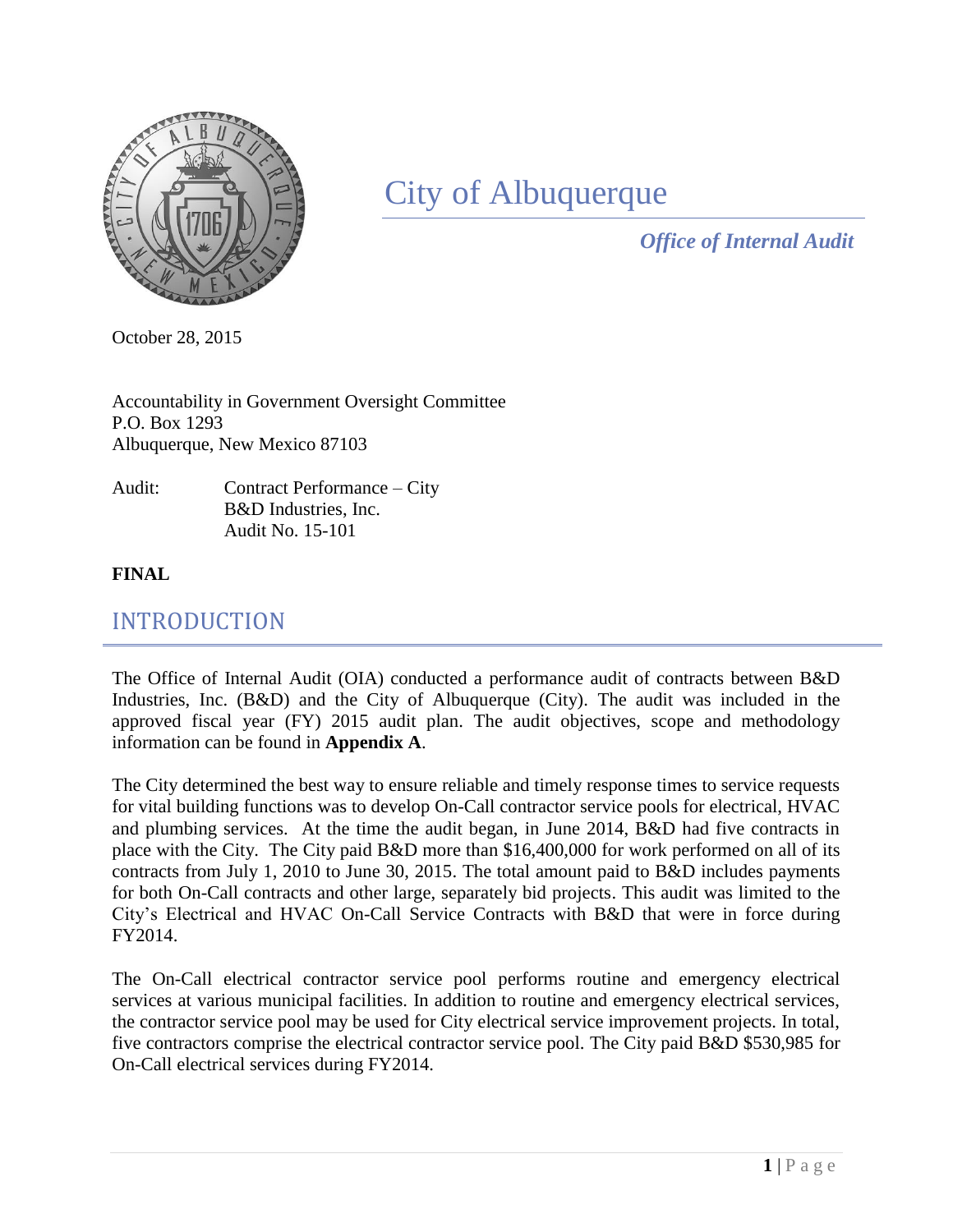# City of Albuquerque

***Office of Internal Audit***

October 28, 2015

Accountability in Government Oversight Committee
P.O. Box 1293
Albuquerque, New Mexico 87103

Audit: Contract Performance – City
B&D Industries, Inc.
Audit No. 15-101

**FINAL**

## INTRODUCTION

The Office of Internal Audit (OIA) conducted a performance audit of contracts between B&D Industries, Inc. (B&D) and the City of Albuquerque (City). The audit was included in the approved fiscal year (FY) 2015 audit plan. The audit objectives, scope and methodology information can be found in **Appendix A**.

The City determined the best way to ensure reliable and timely response times to service requests for vital building functions was to develop On-Call contractor service pools for electrical, HVAC and plumbing services. At the time the audit began, in June 2014, B&D had five contracts in place with the City. The City paid B&D more than $16,400,000 for work performed on all of its contracts from July 1, 2010 to June 30, 2015. The total amount paid to B&D includes payments for both On-Call contracts and other large, separately bid projects. This audit was limited to the City's Electrical and HVAC On-Call Service Contracts with B&D that were in force during FY2014.

The On-Call electrical contractor service pool performs routine and emergency electrical services at various municipal facilities. In addition to routine and emergency electrical services, the contractor service pool may be used for City electrical service improvement projects. In total, five contractors comprise the electrical contractor service pool. The City paid B&D $530,985 for On-Call electrical services during FY2014.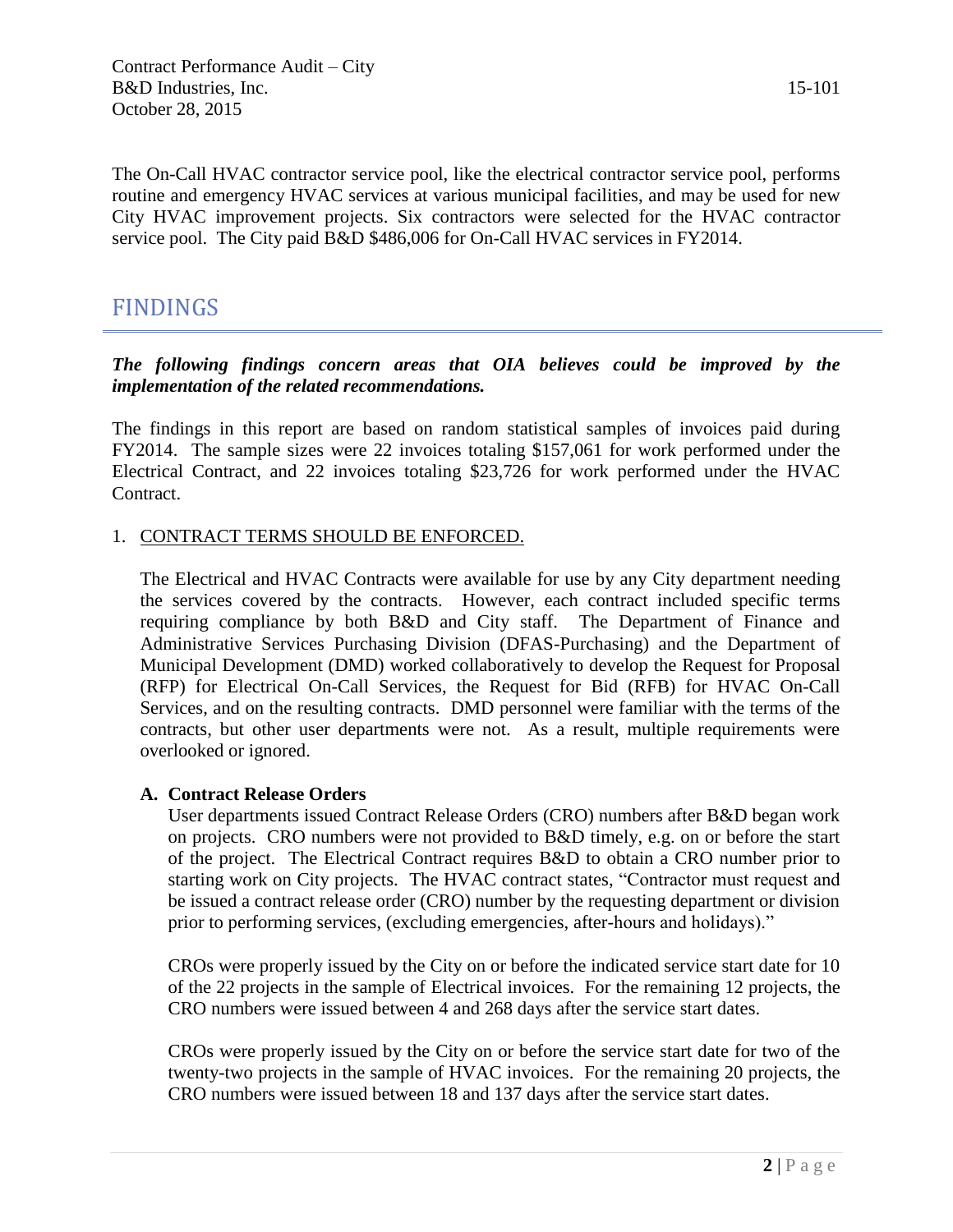The On-Call HVAC contractor service pool, like the electrical contractor service pool, performs routine and emergency HVAC services at various municipal facilities, and may be used for new City HVAC improvement projects. Six contractors were selected for the HVAC contractor service pool. The City paid B&D $486,006 for On-Call HVAC services in FY2014.

# FINDINGS

***The following findings concern areas that OIA believes could be improved by the implementation of the related recommendations.***

The findings in this report are based on random statistical samples of invoices paid during FY2014. The sample sizes were 22 invoices totaling $157,061 for work performed under the Electrical Contract, and 22 invoices totaling $23,726 for work performed under the HVAC Contract.

1. CONTRACT TERMS SHOULD BE ENFORCED.

The Electrical and HVAC Contracts were available for use by any City department needing the services covered by the contracts. However, each contract included specific terms requiring compliance by both B&D and City staff. The Department of Finance and Administrative Services Purchasing Division (DFAS-Purchasing) and the Department of Municipal Development (DMD) worked collaboratively to develop the Request for Proposal (RFP) for Electrical On-Call Services, the Request for Bid (RFB) for HVAC On-Call Services, and on the resulting contracts. DMD personnel were familiar with the terms of the contracts, but other user departments were not. As a result, multiple requirements were overlooked or ignored.

**A. Contract Release Orders**

User departments issued Contract Release Orders (CRO) numbers after B&D began work on projects. CRO numbers were not provided to B&D timely, e.g. on or before the start of the project. The Electrical Contract requires B&D to obtain a CRO number prior to starting work on City projects. The HVAC contract states, "Contractor must request and be issued a contract release order (CRO) number by the requesting department or division prior to performing services, (excluding emergencies, after-hours and holidays)."

CROs were properly issued by the City on or before the indicated service start date for 10 of the 22 projects in the sample of Electrical invoices. For the remaining 12 projects, the CRO numbers were issued between 4 and 268 days after the service start dates.

CROs were properly issued by the City on or before the service start date for two of the twenty-two projects in the sample of HVAC invoices. For the remaining 20 projects, the CRO numbers were issued between 18 and 137 days after the service start dates.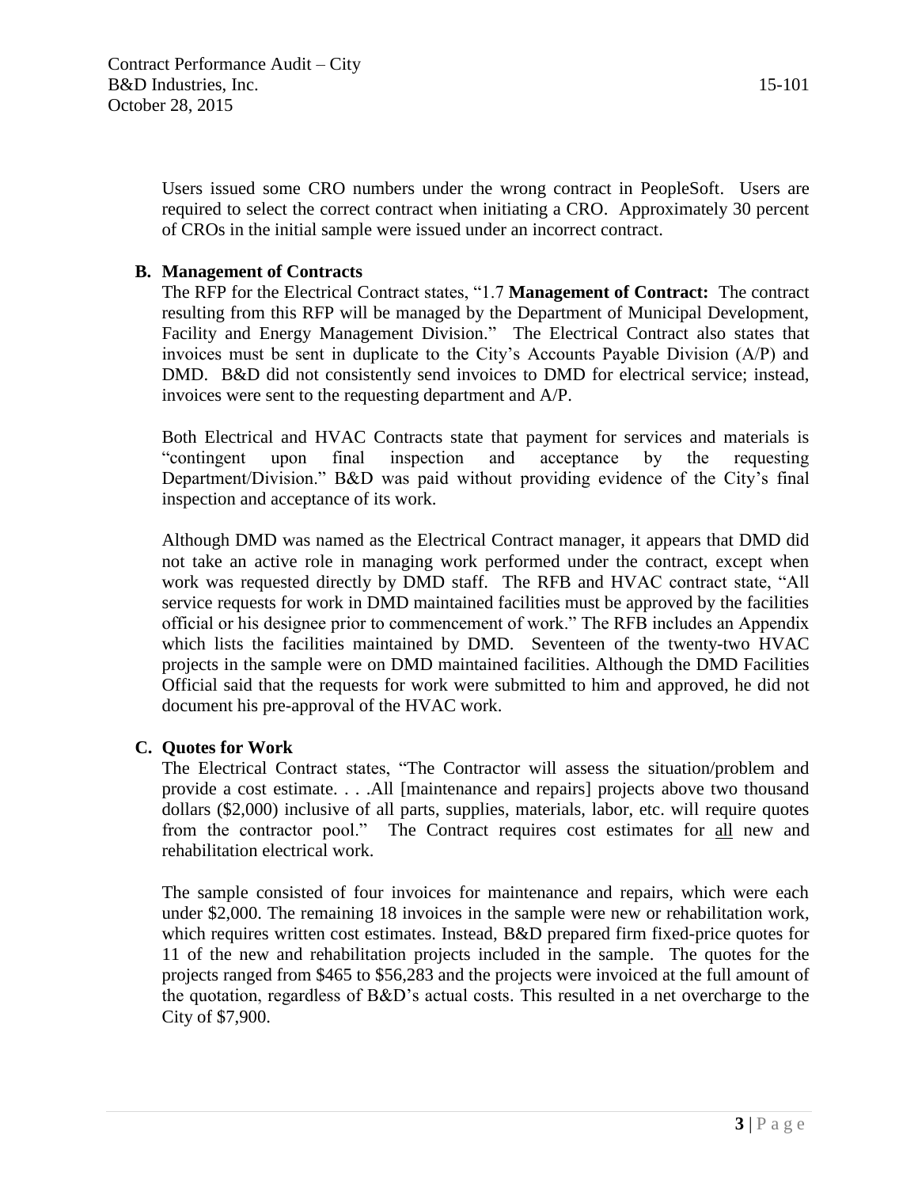Users issued some CRO numbers under the wrong contract in PeopleSoft. Users are required to select the correct contract when initiating a CRO. Approximately 30 percent of CROs in the initial sample were issued under an incorrect contract.

### B. Management of Contracts

The RFP for the Electrical Contract states, "1.7 **Management of Contract:** The contract resulting from this RFP will be managed by the Department of Municipal Development, Facility and Energy Management Division." The Electrical Contract also states that invoices must be sent in duplicate to the City's Accounts Payable Division (A/P) and DMD. B&D did not consistently send invoices to DMD for electrical service; instead, invoices were sent to the requesting department and A/P.

Both Electrical and HVAC Contracts state that payment for services and materials is "contingent upon final inspection and acceptance by the requesting Department/Division." B&D was paid without providing evidence of the City's final inspection and acceptance of its work.

Although DMD was named as the Electrical Contract manager, it appears that DMD did not take an active role in managing work performed under the contract, except when work was requested directly by DMD staff. The RFB and HVAC contract state, "All service requests for work in DMD maintained facilities must be approved by the facilities official or his designee prior to commencement of work." The RFB includes an Appendix which lists the facilities maintained by DMD. Seventeen of the twenty-two HVAC projects in the sample were on DMD maintained facilities. Although the DMD Facilities Official said that the requests for work were submitted to him and approved, he did not document his pre-approval of the HVAC work.

### C. Quotes for Work

The Electrical Contract states, "The Contractor will assess the situation/problem and provide a cost estimate. . . .All [maintenance and repairs] projects above two thousand dollars ($2,000) inclusive of all parts, supplies, materials, labor, etc. will require quotes from the contractor pool." The Contract requires cost estimates for <u>all</u> new and rehabilitation electrical work.

The sample consisted of four invoices for maintenance and repairs, which were each under $2,000. The remaining 18 invoices in the sample were new or rehabilitation work, which requires written cost estimates. Instead, B&D prepared firm fixed-price quotes for 11 of the new and rehabilitation projects included in the sample. The quotes for the projects ranged from $465 to $56,283 and the projects were invoiced at the full amount of the quotation, regardless of B&D's actual costs. This resulted in a net overcharge to the City of $7,900.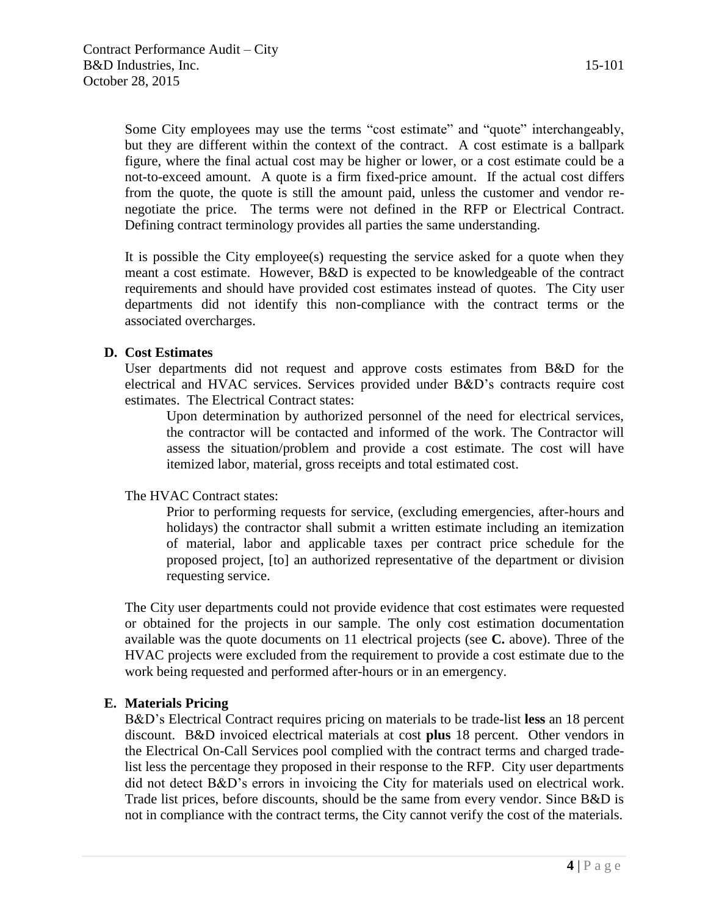Some City employees may use the terms "cost estimate" and "quote" interchangeably, but they are different within the context of the contract. A cost estimate is a ballpark figure, where the final actual cost may be higher or lower, or a cost estimate could be a not-to-exceed amount. A quote is a firm fixed-price amount. If the actual cost differs from the quote, the quote is still the amount paid, unless the customer and vendor re-negotiate the price. The terms were not defined in the RFP or Electrical Contract. Defining contract terminology provides all parties the same understanding.

It is possible the City employee(s) requesting the service asked for a quote when they meant a cost estimate. However, B&D is expected to be knowledgeable of the contract requirements and should have provided cost estimates instead of quotes. The City user departments did not identify this non-compliance with the contract terms or the associated overcharges.

### D. Cost Estimates

User departments did not request and approve costs estimates from B&D for the electrical and HVAC services. Services provided under B&D's contracts require cost estimates. The Electrical Contract states:

> Upon determination by authorized personnel of the need for electrical services, the contractor will be contacted and informed of the work. The Contractor will assess the situation/problem and provide a cost estimate. The cost will have itemized labor, material, gross receipts and total estimated cost.

The HVAC Contract states:

> Prior to performing requests for service, (excluding emergencies, after-hours and holidays) the contractor shall submit a written estimate including an itemization of material, labor and applicable taxes per contract price schedule for the proposed project, [to] an authorized representative of the department or division requesting service.

The City user departments could not provide evidence that cost estimates were requested or obtained for the projects in our sample. The only cost estimation documentation available was the quote documents on 11 electrical projects (see **C.** above). Three of the HVAC projects were excluded from the requirement to provide a cost estimate due to the work being requested and performed after-hours or in an emergency.

### E. Materials Pricing

B&D's Electrical Contract requires pricing on materials to be trade-list **less** an 18 percent discount. B&D invoiced electrical materials at cost **plus** 18 percent. Other vendors in the Electrical On-Call Services pool complied with the contract terms and charged trade-list less the percentage they proposed in their response to the RFP. City user departments did not detect B&D's errors in invoicing the City for materials used on electrical work. Trade list prices, before discounts, should be the same from every vendor. Since B&D is not in compliance with the contract terms, the City cannot verify the cost of the materials.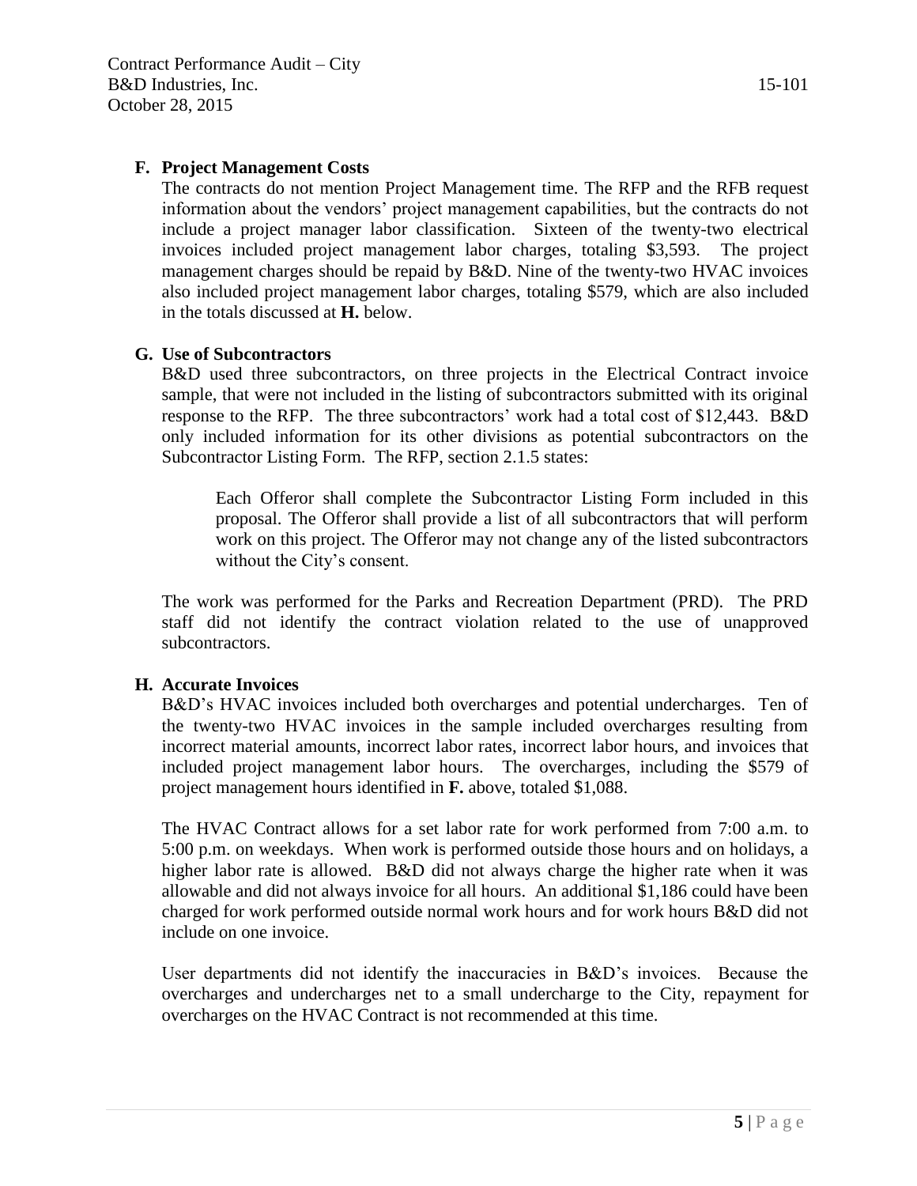### F. Project Management Costs

The contracts do not mention Project Management time. The RFP and the RFB request information about the vendors' project management capabilities, but the contracts do not include a project manager labor classification. Sixteen of the twenty-two electrical invoices included project management labor charges, totaling $3,593. The project management charges should be repaid by B&D. Nine of the twenty-two HVAC invoices also included project management labor charges, totaling $579, which are also included in the totals discussed at **H.** below.

### G. Use of Subcontractors

B&D used three subcontractors, on three projects in the Electrical Contract invoice sample, that were not included in the listing of subcontractors submitted with its original response to the RFP. The three subcontractors' work had a total cost of $12,443. B&D only included information for its other divisions as potential subcontractors on the Subcontractor Listing Form. The RFP, section 2.1.5 states:

> Each Offeror shall complete the Subcontractor Listing Form included in this proposal. The Offeror shall provide a list of all subcontractors that will perform work on this project. The Offeror may not change any of the listed subcontractors without the City's consent.

The work was performed for the Parks and Recreation Department (PRD). The PRD staff did not identify the contract violation related to the use of unapproved subcontractors.

### H. Accurate Invoices

B&D's HVAC invoices included both overcharges and potential undercharges. Ten of the twenty-two HVAC invoices in the sample included overcharges resulting from incorrect material amounts, incorrect labor rates, incorrect labor hours, and invoices that included project management labor hours. The overcharges, including the $579 of project management hours identified in **F.** above, totaled $1,088.

The HVAC Contract allows for a set labor rate for work performed from 7:00 a.m. to 5:00 p.m. on weekdays. When work is performed outside those hours and on holidays, a higher labor rate is allowed. B&D did not always charge the higher rate when it was allowable and did not always invoice for all hours. An additional $1,186 could have been charged for work performed outside normal work hours and for work hours B&D did not include on one invoice.

User departments did not identify the inaccuracies in B&D's invoices. Because the overcharges and undercharges net to a small undercharge to the City, repayment for overcharges on the HVAC Contract is not recommended at this time.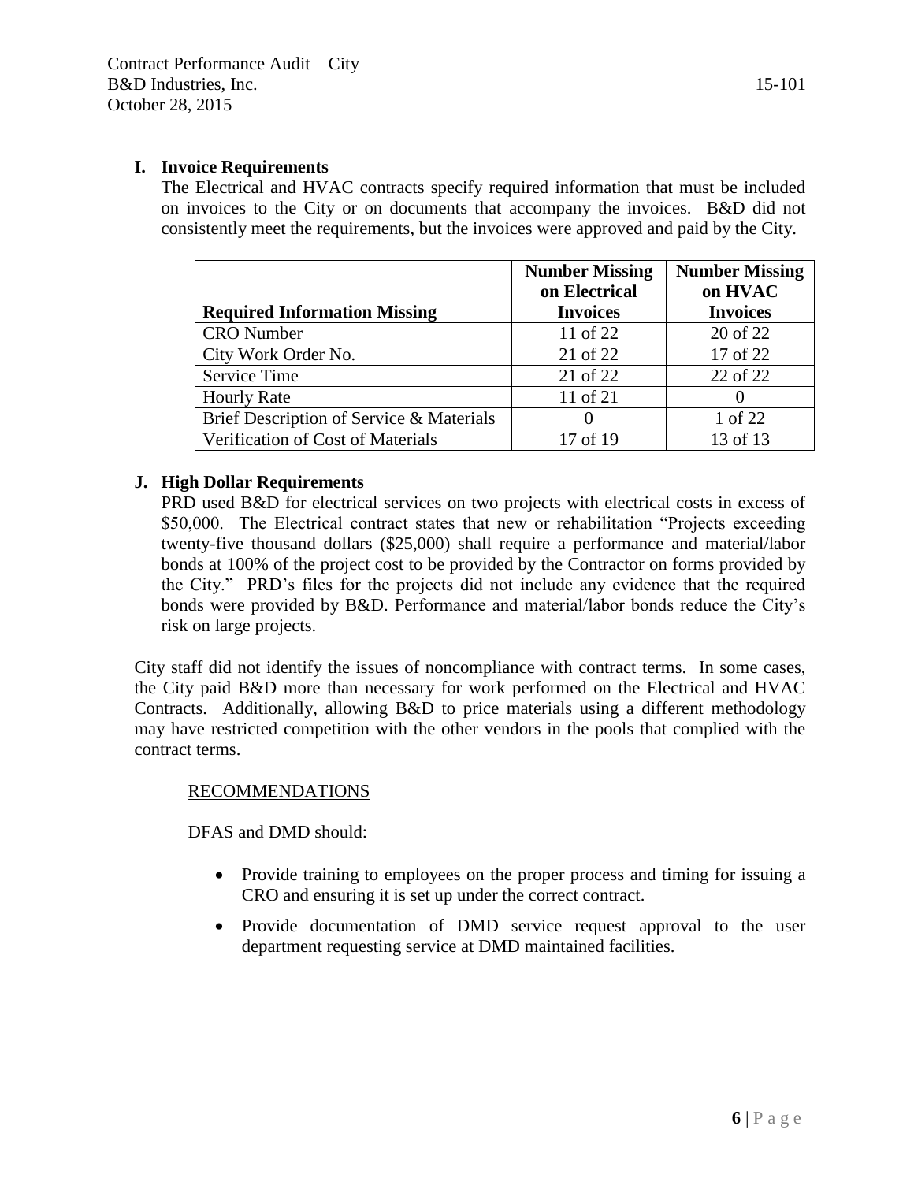### I. Invoice Requirements

The Electrical and HVAC contracts specify required information that must be included on invoices to the City or on documents that accompany the invoices. B&D did not consistently meet the requirements, but the invoices were approved and paid by the City.

| Required Information Missing | Number Missing on Electrical Invoices | Number Missing on HVAC Invoices |
|---|---|---|
| CRO Number | 11 of 22 | 20 of 22 |
| City Work Order No. | 21 of 22 | 17 of 22 |
| Service Time | 21 of 22 | 22 of 22 |
| Hourly Rate | 11 of 21 | 0 |
| Brief Description of Service & Materials | 0 | 1 of 22 |
| Verification of Cost of Materials | 17 of 19 | 13 of 13 |

### J. High Dollar Requirements

PRD used B&D for electrical services on two projects with electrical costs in excess of $50,000. The Electrical contract states that new or rehabilitation "Projects exceeding twenty-five thousand dollars ($25,000) shall require a performance and material/labor bonds at 100% of the project cost to be provided by the Contractor on forms provided by the City." PRD's files for the projects did not include any evidence that the required bonds were provided by B&D. Performance and material/labor bonds reduce the City's risk on large projects.

City staff did not identify the issues of noncompliance with contract terms. In some cases, the City paid B&D more than necessary for work performed on the Electrical and HVAC Contracts. Additionally, allowing B&D to price materials using a different methodology may have restricted competition with the other vendors in the pools that complied with the contract terms.

RECOMMENDATIONS

DFAS and DMD should:

- Provide training to employees on the proper process and timing for issuing a CRO and ensuring it is set up under the correct contract.
- Provide documentation of DMD service request approval to the user department requesting service at DMD maintained facilities.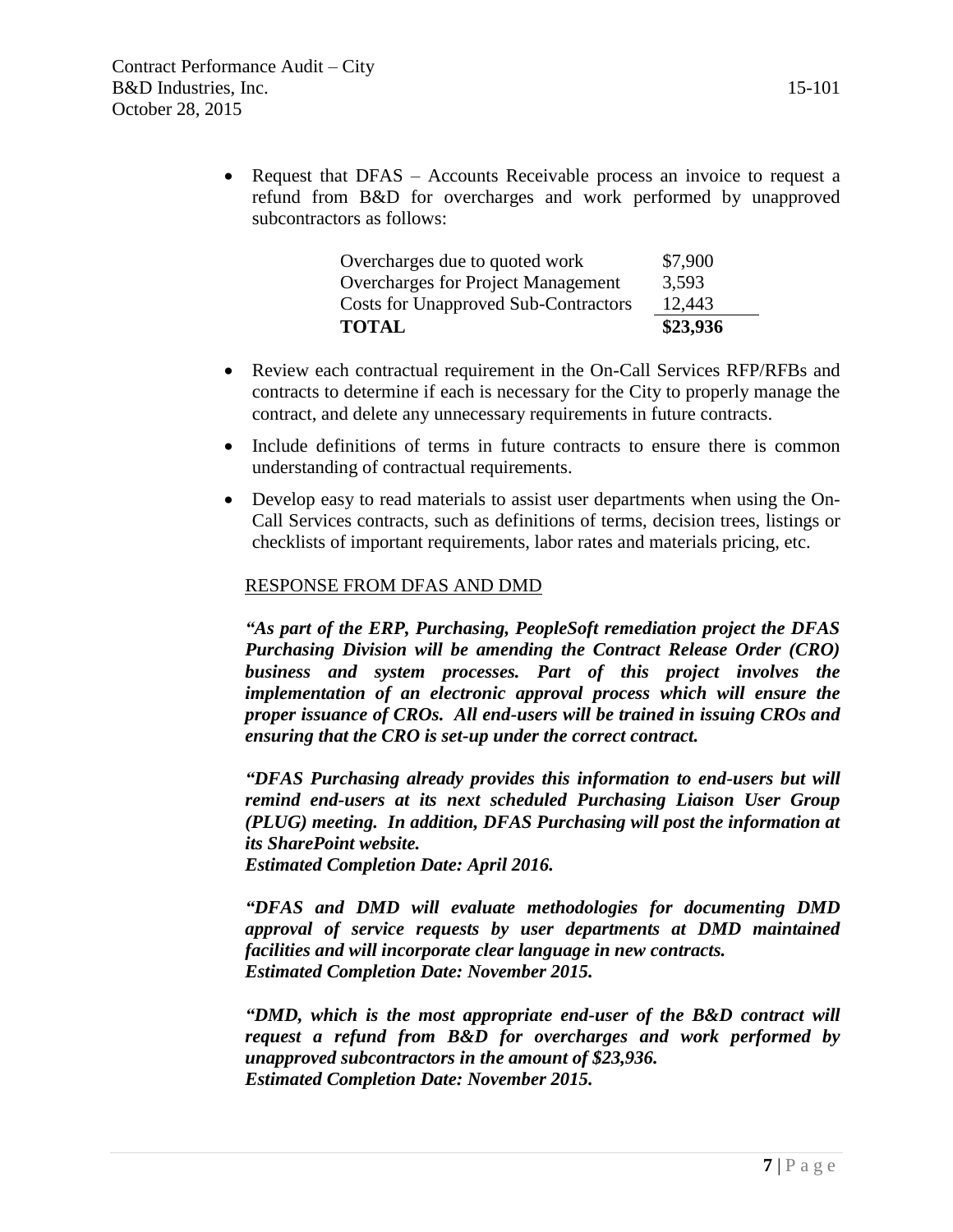- Request that DFAS – Accounts Receivable process an invoice to request a refund from B&D for overcharges and work performed by unapproved subcontractors as follows:

| | |
|---|---|
| Overcharges due to quoted work | $7,900 |
| Overcharges for Project Management | 3,593 |
| Costs for Unapproved Sub-Contractors | 12,443 |
| **TOTAL** | **$23,936** |

- Review each contractual requirement in the On-Call Services RFP/RFBs and contracts to determine if each is necessary for the City to properly manage the contract, and delete any unnecessary requirements in future contracts.
- Include definitions of terms in future contracts to ensure there is common understanding of contractual requirements.
- Develop easy to read materials to assist user departments when using the On-Call Services contracts, such as definitions of terms, decision trees, listings or checklists of important requirements, labor rates and materials pricing, etc.

RESPONSE FROM DFAS AND DMD

***"As part of the ERP, Purchasing, PeopleSoft remediation project the DFAS Purchasing Division will be amending the Contract Release Order (CRO) business and system processes. Part of this project involves the implementation of an electronic approval process which will ensure the proper issuance of CROs. All end-users will be trained in issuing CROs and ensuring that the CRO is set-up under the correct contract.***

***"DFAS Purchasing already provides this information to end-users but will remind end-users at its next scheduled Purchasing Liaison User Group (PLUG) meeting. In addition, DFAS Purchasing will post the information at its SharePoint website.***
***Estimated Completion Date: April 2016.***

***"DFAS and DMD will evaluate methodologies for documenting DMD approval of service requests by user departments at DMD maintained facilities and will incorporate clear language in new contracts.***
***Estimated Completion Date: November 2015.***

***"DMD, which is the most appropriate end-user of the B&D contract will request a refund from B&D for overcharges and work performed by unapproved subcontractors in the amount of $23,936.***
***Estimated Completion Date: November 2015.***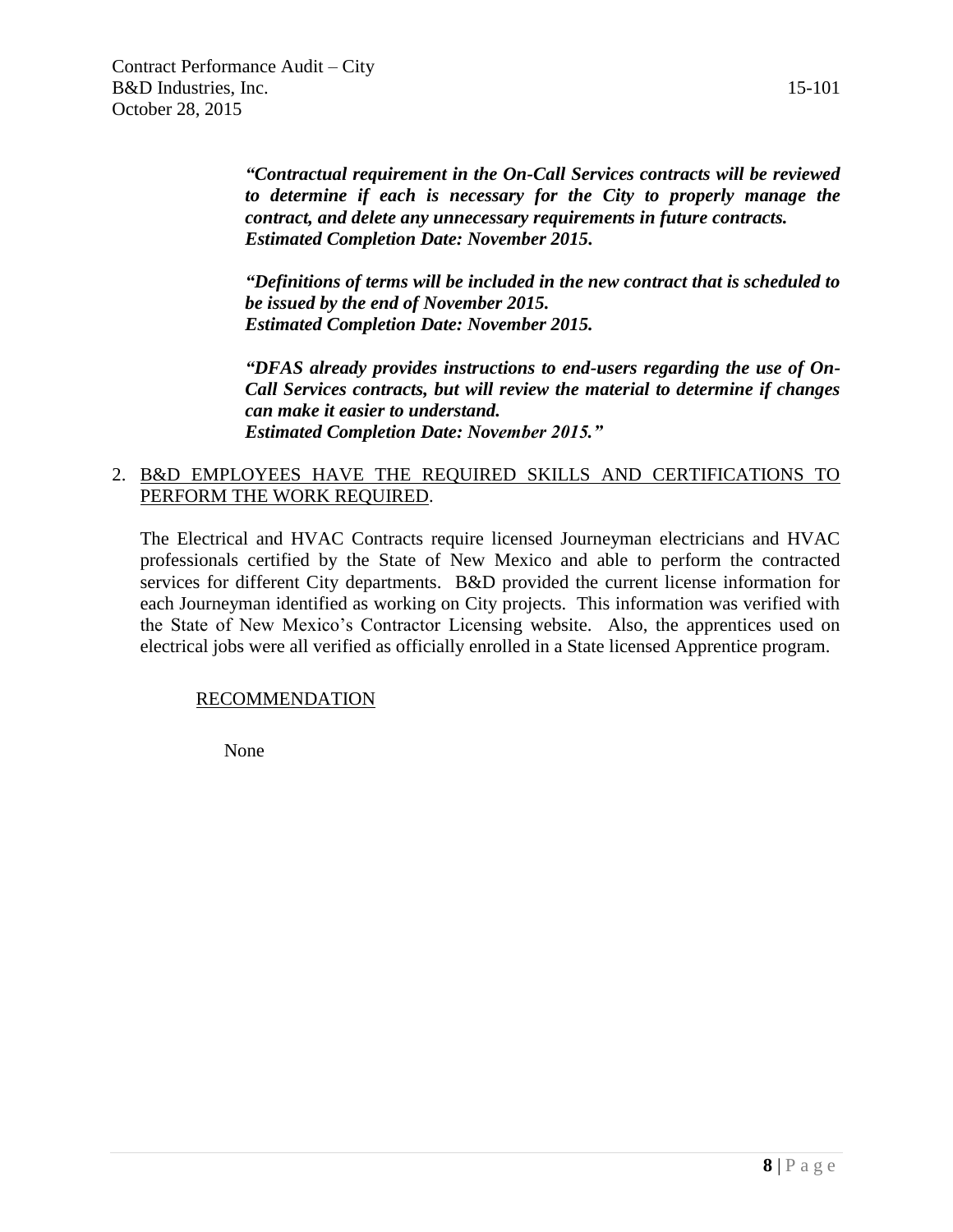*“Contractual requirement in the On-Call Services contracts will be reviewed to determine if each is necessary for the City to properly manage the contract, and delete any unnecessary requirements in future contracts.*
***Estimated Completion Date: November 2015.***

*“Definitions of terms will be included in the new contract that is scheduled to be issued by the end of November 2015.*
***Estimated Completion Date: November 2015.***

*“DFAS already provides instructions to end-users regarding the use of On-Call Services contracts, but will review the material to determine if changes can make it easier to understand.*
***Estimated Completion Date: November 2015.”***

2. B&D EMPLOYEES HAVE THE REQUIRED SKILLS AND CERTIFICATIONS TO PERFORM THE WORK REQUIRED.

   The Electrical and HVAC Contracts require licensed Journeyman electricians and HVAC professionals certified by the State of New Mexico and able to perform the contracted services for different City departments. B&D provided the current license information for each Journeyman identified as working on City projects. This information was verified with the State of New Mexico’s Contractor Licensing website. Also, the apprentices used on electrical jobs were all verified as officially enrolled in a State licensed Apprentice program.

   RECOMMENDATION

   None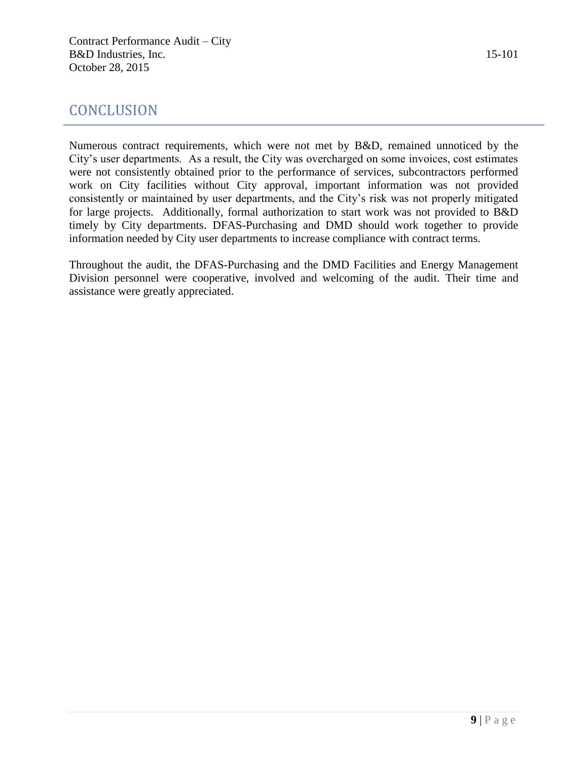## CONCLUSION

Numerous contract requirements, which were not met by B&D, remained unnoticed by the City's user departments. As a result, the City was overcharged on some invoices, cost estimates were not consistently obtained prior to the performance of services, subcontractors performed work on City facilities without City approval, important information was not provided consistently or maintained by user departments, and the City's risk was not properly mitigated for large projects. Additionally, formal authorization to start work was not provided to B&D timely by City departments. DFAS-Purchasing and DMD should work together to provide information needed by City user departments to increase compliance with contract terms.

Throughout the audit, the DFAS-Purchasing and the DMD Facilities and Energy Management Division personnel were cooperative, involved and welcoming of the audit. Their time and assistance were greatly appreciated.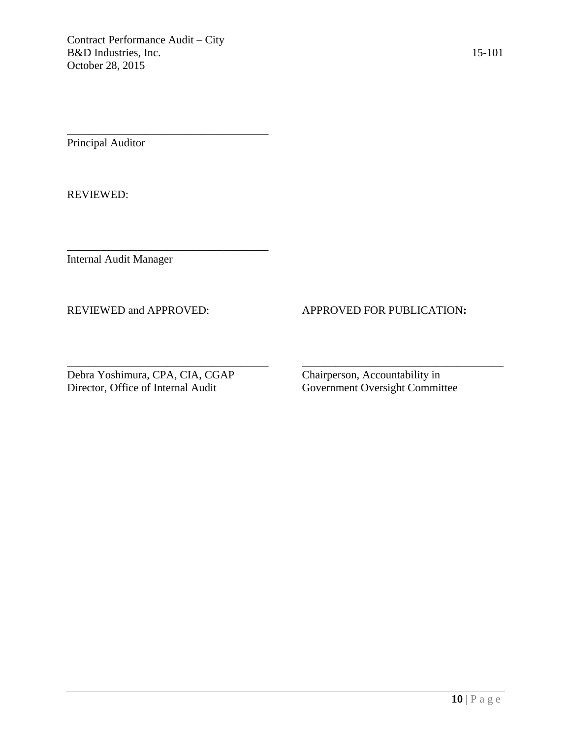\_\_\_\_\_\_\_\_\_\_\_\_\_\_\_\_\_\_\_\_\_\_\_\_\_\_\_\_\_\_\_\_\_\_\_\_

Principal Auditor

REVIEWED:

\_\_\_\_\_\_\_\_\_\_\_\_\_\_\_\_\_\_\_\_\_\_\_\_\_\_\_\_\_\_\_\_\_\_\_\_

Internal Audit Manager

REVIEWED and APPROVED:

\_\_\_\_\_\_\_\_\_\_\_\_\_\_\_\_\_\_\_\_\_\_\_\_\_\_\_\_\_\_\_\_\_\_\_\_

Debra Yoshimura, CPA, CIA, CGAP
Director, Office of Internal Audit

APPROVED FOR PUBLICATION**:**

\_\_\_\_\_\_\_\_\_\_\_\_\_\_\_\_\_\_\_\_\_\_\_\_\_\_\_\_\_\_\_\_\_\_\_\_

Chairperson, Accountability in
Government Oversight Committee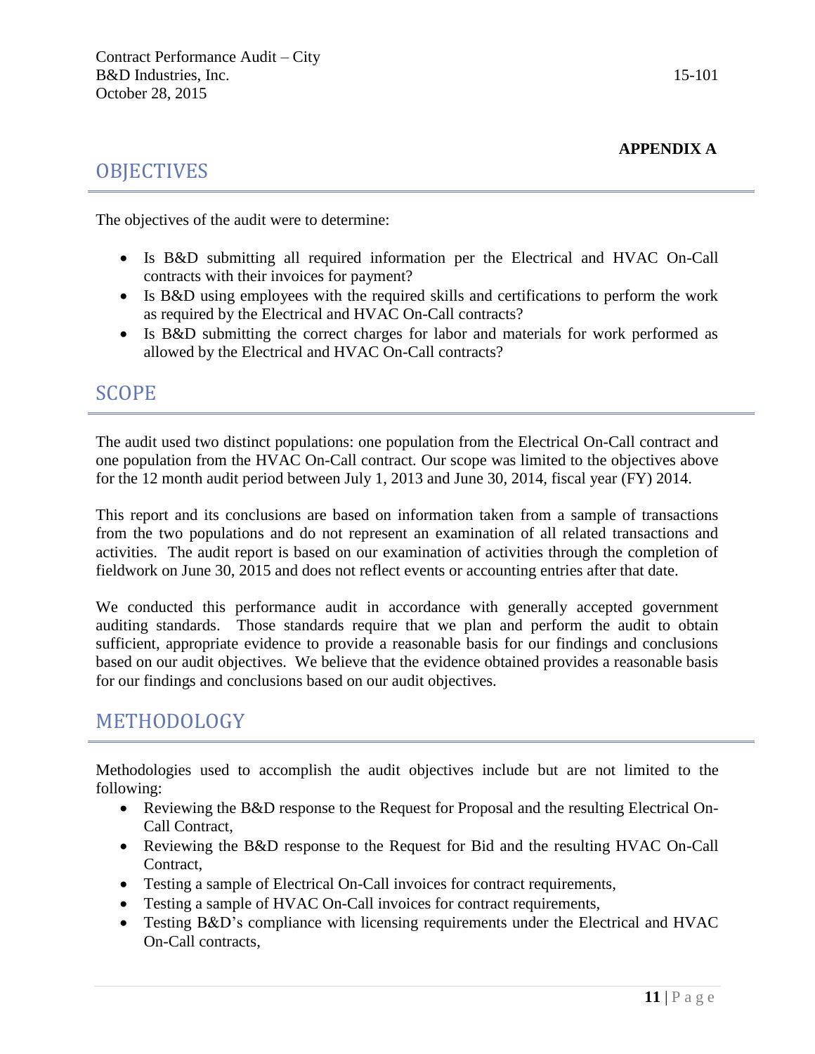**APPENDIX A**

## OBJECTIVES

The objectives of the audit were to determine:

- Is B&D submitting all required information per the Electrical and HVAC On-Call contracts with their invoices for payment?
- Is B&D using employees with the required skills and certifications to perform the work as required by the Electrical and HVAC On-Call contracts?
- Is B&D submitting the correct charges for labor and materials for work performed as allowed by the Electrical and HVAC On-Call contracts?

## SCOPE

The audit used two distinct populations: one population from the Electrical On-Call contract and one population from the HVAC On-Call contract. Our scope was limited to the objectives above for the 12 month audit period between July 1, 2013 and June 30, 2014, fiscal year (FY) 2014.

This report and its conclusions are based on information taken from a sample of transactions from the two populations and do not represent an examination of all related transactions and activities. The audit report is based on our examination of activities through the completion of fieldwork on June 30, 2015 and does not reflect events or accounting entries after that date.

We conducted this performance audit in accordance with generally accepted government auditing standards. Those standards require that we plan and perform the audit to obtain sufficient, appropriate evidence to provide a reasonable basis for our findings and conclusions based on our audit objectives. We believe that the evidence obtained provides a reasonable basis for our findings and conclusions based on our audit objectives.

## METHODOLOGY

Methodologies used to accomplish the audit objectives include but are not limited to the following:

- Reviewing the B&D response to the Request for Proposal and the resulting Electrical On-Call Contract,
- Reviewing the B&D response to the Request for Bid and the resulting HVAC On-Call Contract,
- Testing a sample of Electrical On-Call invoices for contract requirements,
- Testing a sample of HVAC On-Call invoices for contract requirements,
- Testing B&D's compliance with licensing requirements under the Electrical and HVAC On-Call contracts,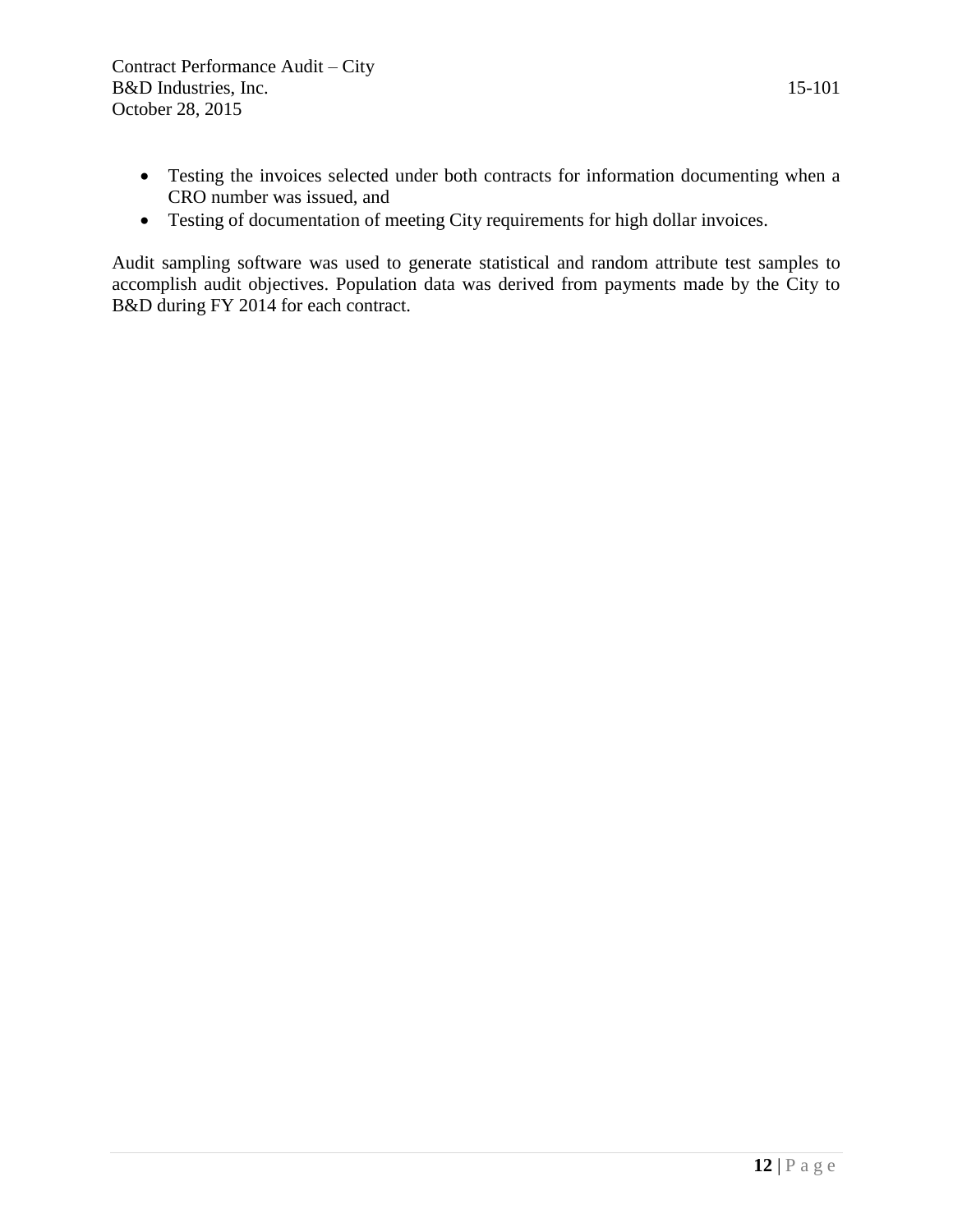- Testing the invoices selected under both contracts for information documenting when a CRO number was issued, and
- Testing of documentation of meeting City requirements for high dollar invoices.

Audit sampling software was used to generate statistical and random attribute test samples to accomplish audit objectives. Population data was derived from payments made by the City to B&D during FY 2014 for each contract.